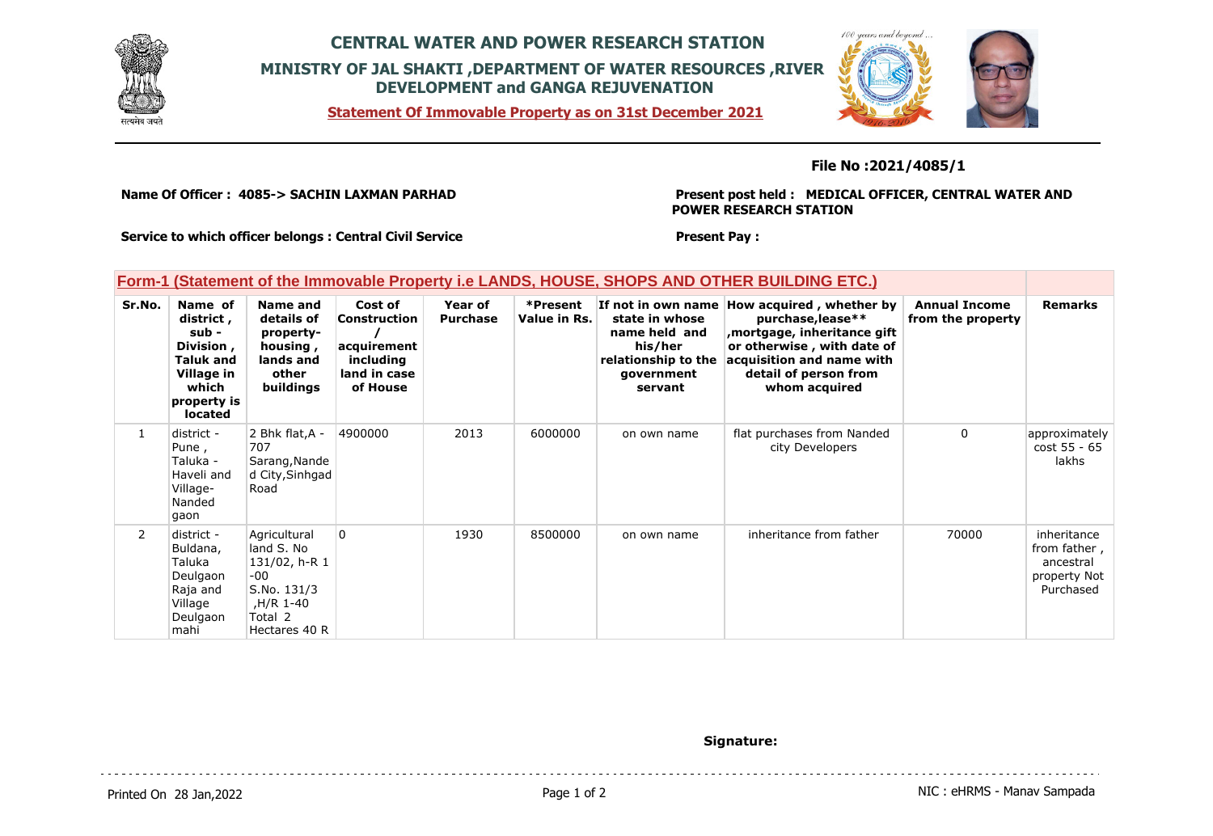# CENTRAL WATER AND POWER RESEARCH STATION

## MINISTRY OF JAL SHAKTI ,DEPARTMENT OF WATER RESOURCES ,RIVER DEVELOPMENT and GANGA REJUVENATION

**Statement Of Immovable Property as on 31st December 2021**

**File No :2021/4085/1**

**Name Of Officer : 4085-> SACHIN LAXMAN PARHAD**

**Present post held : MEDICAL OFFICER, CENTRAL WATER AND POWER RESEARCH STATION**

**Service to which officer belongs : Central Civil Service**

**Present Pay :**

### Form-1 (Statement of the Immovable Property i.e LANDS, HOUSE, SHOPS AND OTHER BUILDING ETC.)

| Sr.No. | Name of district , sub - Division , Taluk and Village in which property is located | Name and details of property- housing , lands and other buildings | Cost of Construction / acquirement including land in case of House | Year of Purchase | *Present Value in Rs. | If not in own name state in whose name held and his/her relationship to the government servant | How acquired , whether by purchase,lease** ,mortgage, inheritance gift or otherwise , with date of acquisition and name with detail of person from whom acquired | Annual Income from the property | Remarks |
|---|---|---|---|---|---|---|---|---|---|
| 1 | district - Pune , Taluka - Haveli and Village- Nanded gaon | 2 Bhk flat,A - 707 Sarang,Nanded City,Sinhgad Road | 4900000 | 2013 | 6000000 | on own name | flat purchases from Nanded city Developers | 0 | approximately cost 55 - 65 lakhs |
| 2 | district - Buldana, Taluka Deulgaon Raja and Village Deulgaon mahi | Agricultural land S. No 131/02, h-R 1 -00 S.No. 131/3 ,H/R 1-40 Total 2 Hectares 40 R | 0 | 1930 | 8500000 | on own name | inheritance from father | 70000 | inheritance from father , ancestral property Not Purchased |

**Signature:**

Printed On 28 Jan,2022

NIC : eHRMS - Manav Sampada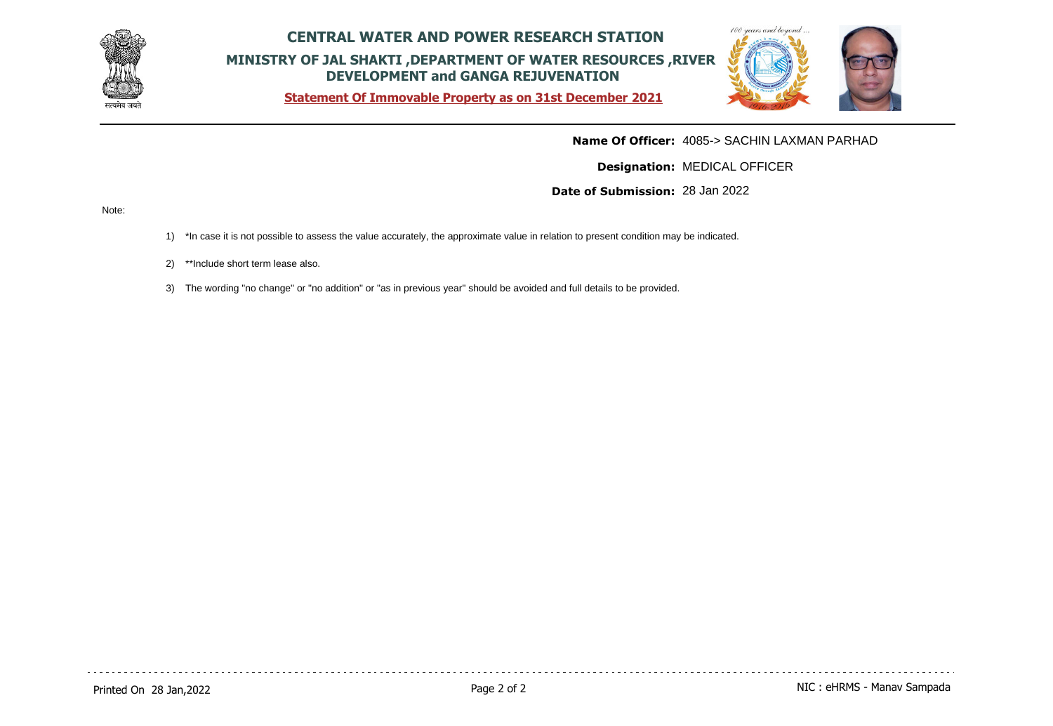# CENTRAL WATER AND POWER RESEARCH STATION

## MINISTRY OF JAL SHAKTI ,DEPARTMENT OF WATER RESOURCES ,RIVER DEVELOPMENT and GANGA REJUVENATION

**Statement Of Immovable Property as on 31st December 2021**

**Name Of Officer:** 4085-> SACHIN LAXMAN PARHAD

**Designation:** MEDICAL OFFICER

**Date of Submission:** 28 Jan 2022

Note:

1) *In case it is not possible to assess the value accurately, the approximate value in relation to present condition may be indicated.
2) **Include short term lease also.
3) The wording "no change" or "no addition" or "as in previous year" should be avoided and full details to be provided.

Printed On 28 Jan,2022

NIC : eHRMS - Manav Sampada